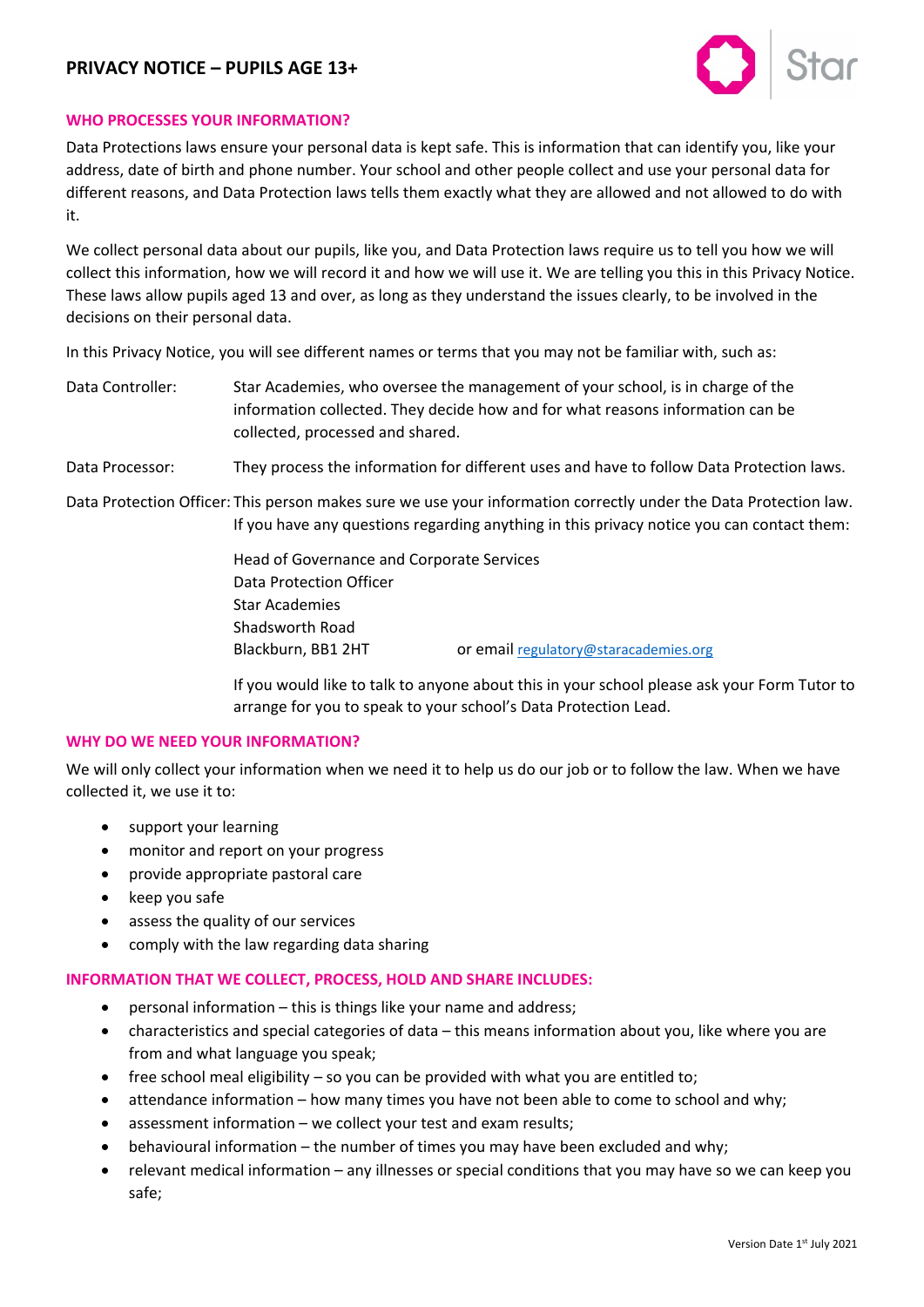# PRIVACY NOTICE – PUPILS AGE 13+

## WHO PROCESSES YOUR INFORMATION?

Data Protections laws ensure your personal data is kept safe. This is information that can identify you, like your address, date of birth and phone number. Your school and other people collect and use your personal data for different reasons, and Data Protection laws tells them exactly what they are allowed and not allowed to do with it.

We collect personal data about our pupils, like you, and Data Protection laws require us to tell you how we will collect this information, how we will record it and how we will use it. We are telling you this in this Privacy Notice. These laws allow pupils aged 13 and over, as long as they understand the issues clearly, to be involved in the decisions on their personal data.

In this Privacy Notice, you will see different names or terms that you may not be familiar with, such as:

Data Controller: Star Academies, who oversee the management of your school, is in charge of the information collected. They decide how and for what reasons information can be collected, processed and shared.

Data Processor: They process the information for different uses and have to follow Data Protection laws.

Data Protection Officer: This person makes sure we use your information correctly under the Data Protection law. If you have any questions regarding anything in this privacy notice you can contact them:

Head of Governance and Corporate Services
Data Protection Officer
Star Academies
Shadsworth Road
Blackburn, BB1 2HT or email regulatory@staracademies.org

If you would like to talk to anyone about this in your school please ask your Form Tutor to arrange for you to speak to your school's Data Protection Lead.

## WHY DO WE NEED YOUR INFORMATION?

We will only collect your information when we need it to help us do our job or to follow the law. When we have collected it, we use it to:

- support your learning
- monitor and report on your progress
- provide appropriate pastoral care
- keep you safe
- assess the quality of our services
- comply with the law regarding data sharing

## INFORMATION THAT WE COLLECT, PROCESS, HOLD AND SHARE INCLUDES:

- personal information – this is things like your name and address;
- characteristics and special categories of data – this means information about you, like where you are from and what language you speak;
- free school meal eligibility – so you can be provided with what you are entitled to;
- attendance information – how many times you have not been able to come to school and why;
- assessment information – we collect your test and exam results;
- behavioural information – the number of times you may have been excluded and why;
- relevant medical information – any illnesses or special conditions that you may have so we can keep you safe;

Version Date 1st July 2021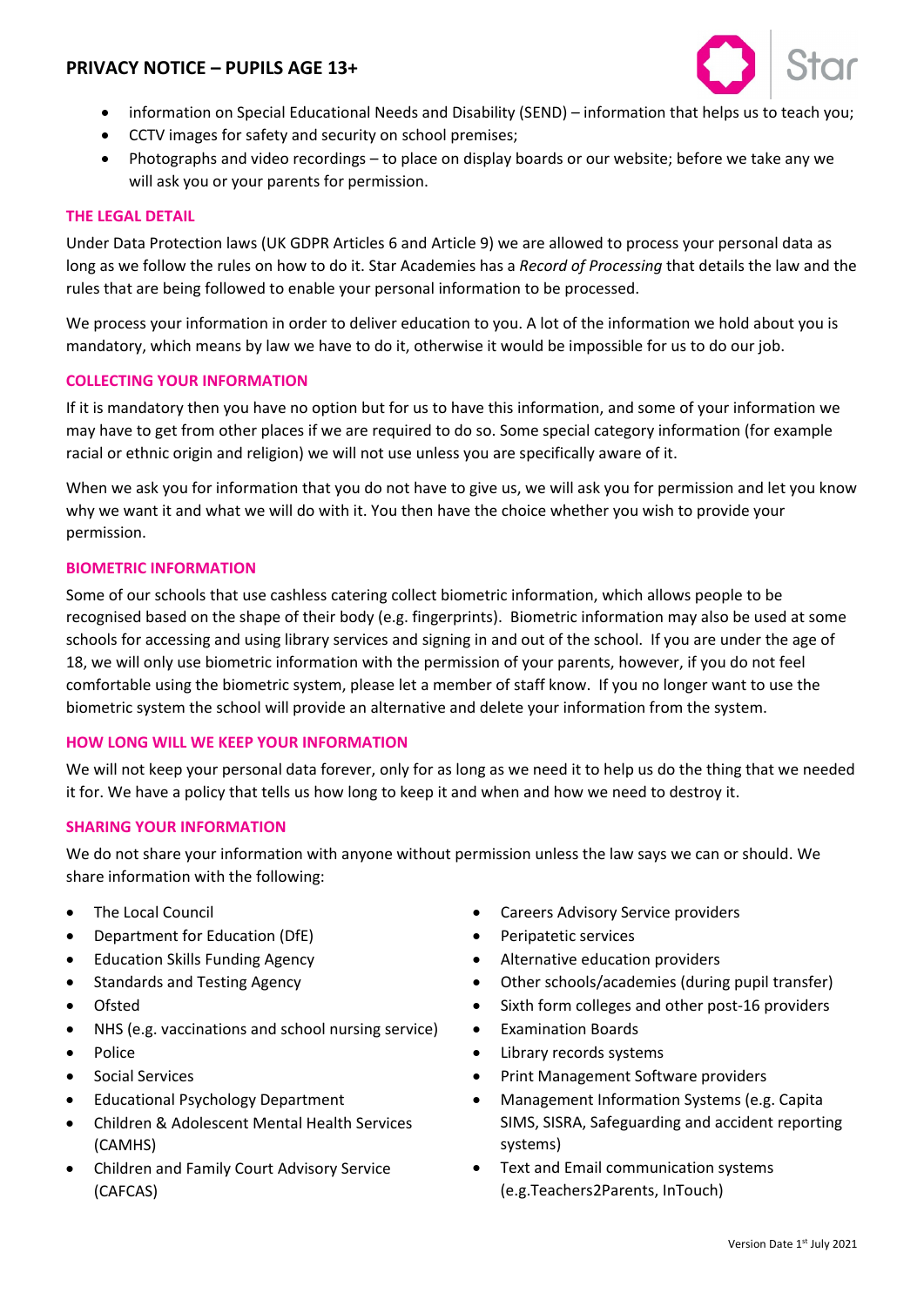- information on Special Educational Needs and Disability (SEND) – information that helps us to teach you;
- CCTV images for safety and security on school premises;
- Photographs and video recordings – to place on display boards or our website; before we take any we will ask you or your parents for permission.

### THE LEGAL DETAIL

Under Data Protection laws (UK GDPR Articles 6 and Article 9) we are allowed to process your personal data as long as we follow the rules on how to do it. Star Academies has a *Record of Processing* that details the law and the rules that are being followed to enable your personal information to be processed.

We process your information in order to deliver education to you. A lot of the information we hold about you is mandatory, which means by law we have to do it, otherwise it would be impossible for us to do our job.

### COLLECTING YOUR INFORMATION

If it is mandatory then you have no option but for us to have this information, and some of your information we may have to get from other places if we are required to do so. Some special category information (for example racial or ethnic origin and religion) we will not use unless you are specifically aware of it.

When we ask you for information that you do not have to give us, we will ask you for permission and let you know why we want it and what we will do with it. You then have the choice whether you wish to provide your permission.

### BIOMETRIC INFORMATION

Some of our schools that use cashless catering collect biometric information, which allows people to be recognised based on the shape of their body (e.g. fingerprints). Biometric information may also be used at some schools for accessing and using library services and signing in and out of the school. If you are under the age of 18, we will only use biometric information with the permission of your parents, however, if you do not feel comfortable using the biometric system, please let a member of staff know. If you no longer want to use the biometric system the school will provide an alternative and delete your information from the system.

### HOW LONG WILL WE KEEP YOUR INFORMATION

We will not keep your personal data forever, only for as long as we need it to help us do the thing that we needed it for. We have a policy that tells us how long to keep it and when and how we need to destroy it.

### SHARING YOUR INFORMATION

We do not share your information with anyone without permission unless the law says we can or should. We share information with the following:

- The Local Council
- Department for Education (DfE)
- Education Skills Funding Agency
- Standards and Testing Agency
- Ofsted
- NHS (e.g. vaccinations and school nursing service)
- Police
- Social Services
- Educational Psychology Department
- Children & Adolescent Mental Health Services (CAMHS)
- Children and Family Court Advisory Service (CAFCAS)
- Careers Advisory Service providers
- Peripatetic services
- Alternative education providers
- Other schools/academies (during pupil transfer)
- Sixth form colleges and other post-16 providers
- Examination Boards
- Library records systems
- Print Management Software providers
- Management Information Systems (e.g. Capita SIMS, SISRA, Safeguarding and accident reporting systems)
- Text and Email communication systems (e.g.Teachers2Parents, InTouch)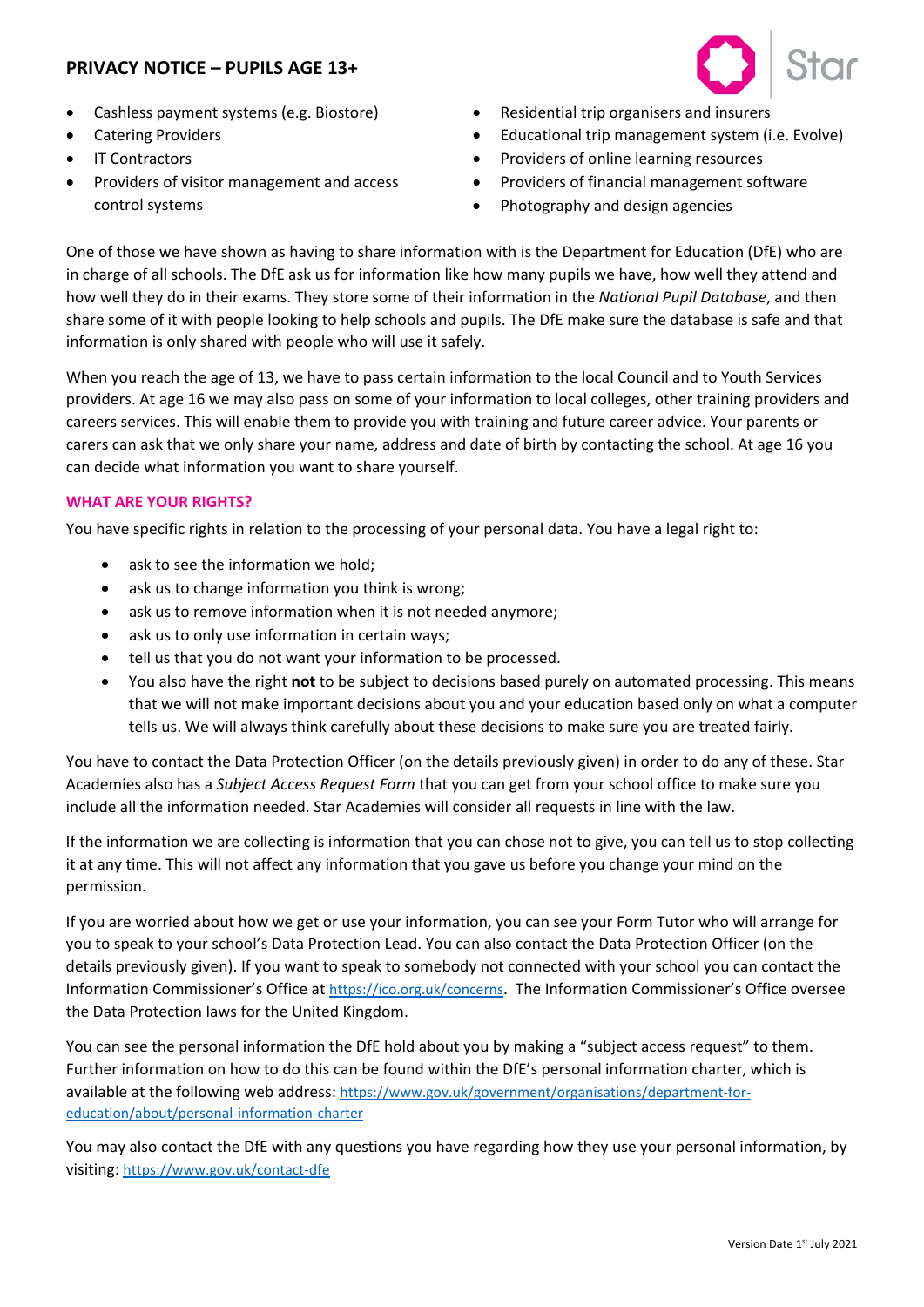- Cashless payment systems (e.g. Biostore)
- Catering Providers
- IT Contractors
- Providers of visitor management and access control systems
- Residential trip organisers and insurers
- Educational trip management system (i.e. Evolve)
- Providers of online learning resources
- Providers of financial management software
- Photography and design agencies

One of those we have shown as having to share information with is the Department for Education (DfE) who are in charge of all schools. The DfE ask us for information like how many pupils we have, how well they attend and how well they do in their exams. They store some of their information in the *National Pupil Database*, and then share some of it with people looking to help schools and pupils. The DfE make sure the database is safe and that information is only shared with people who will use it safely.

When you reach the age of 13, we have to pass certain information to the local Council and to Youth Services providers. At age 16 we may also pass on some of your information to local colleges, other training providers and careers services. This will enable them to provide you with training and future career advice. Your parents or carers can ask that we only share your name, address and date of birth by contacting the school. At age 16 you can decide what information you want to share yourself.

## WHAT ARE YOUR RIGHTS?

You have specific rights in relation to the processing of your personal data. You have a legal right to:

- ask to see the information we hold;
- ask us to change information you think is wrong;
- ask us to remove information when it is not needed anymore;
- ask us to only use information in certain ways;
- tell us that you do not want your information to be processed.
- You also have the right **not** to be subject to decisions based purely on automated processing. This means that we will not make important decisions about you and your education based only on what a computer tells us. We will always think carefully about these decisions to make sure you are treated fairly.

You have to contact the Data Protection Officer (on the details previously given) in order to do any of these. Star Academies also has a *Subject Access Request Form* that you can get from your school office to make sure you include all the information needed. Star Academies will consider all requests in line with the law.

If the information we are collecting is information that you can chose not to give, you can tell us to stop collecting it at any time. This will not affect any information that you gave us before you change your mind on the permission.

If you are worried about how we get or use your information, you can see your Form Tutor who will arrange for you to speak to your school's Data Protection Lead. You can also contact the Data Protection Officer (on the details previously given). If you want to speak to somebody not connected with your school you can contact the Information Commissioner's Office at https://ico.org.uk/concerns. The Information Commissioner's Office oversee the Data Protection laws for the United Kingdom.

You can see the personal information the DfE hold about you by making a "subject access request" to them. Further information on how to do this can be found within the DfE's personal information charter, which is available at the following web address: https://www.gov.uk/government/organisations/department-for-education/about/personal-information-charter

You may also contact the DfE with any questions you have regarding how they use your personal information, by visiting: https://www.gov.uk/contact-dfe